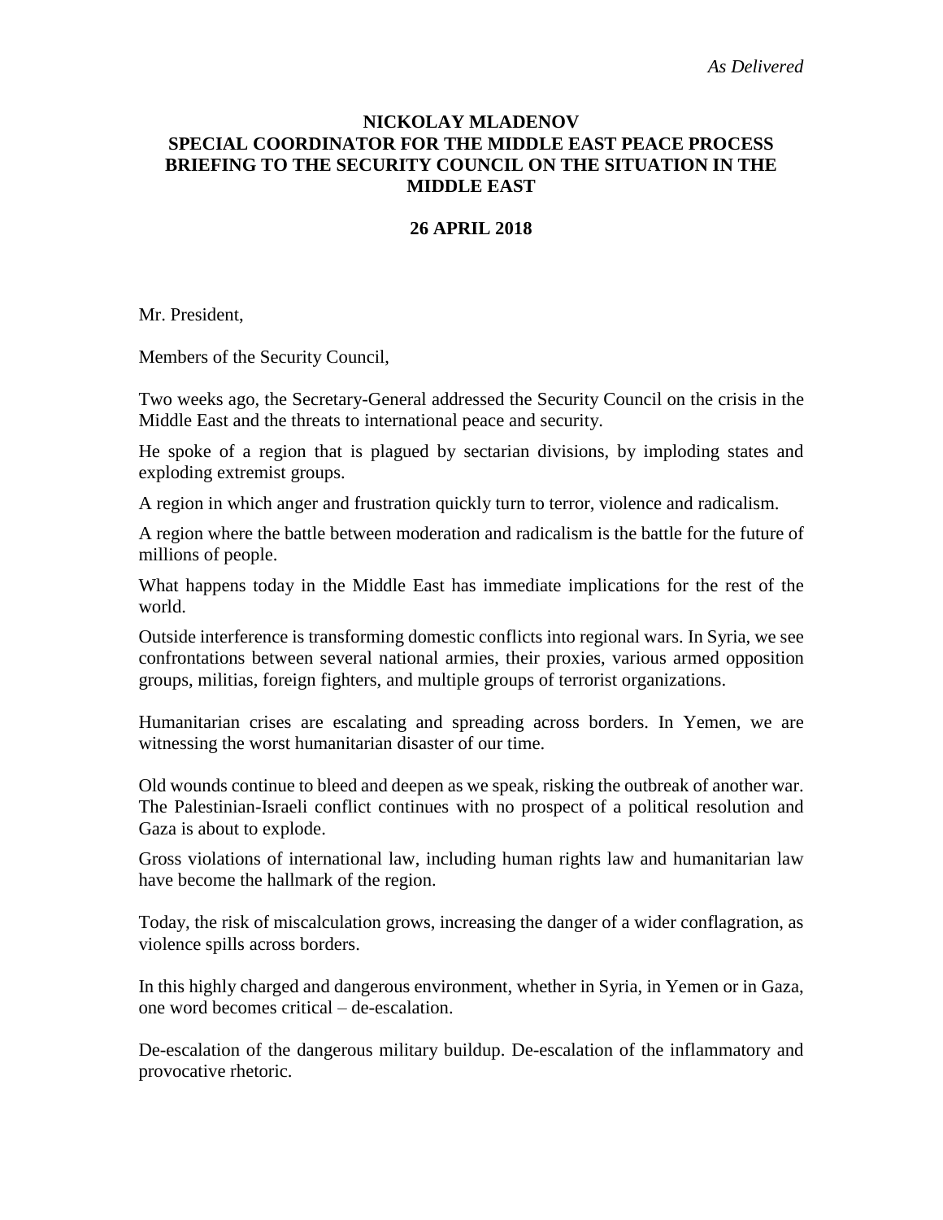*As Delivered*

**NICKOLAY MLADENOV**
**SPECIAL COORDINATOR FOR THE MIDDLE EAST PEACE PROCESS**
**BRIEFING TO THE SECURITY COUNCIL ON THE SITUATION IN THE MIDDLE EAST**

**26 APRIL 2018**

Mr. President,

Members of the Security Council,

Two weeks ago, the Secretary-General addressed the Security Council on the crisis in the Middle East and the threats to international peace and security.

He spoke of a region that is plagued by sectarian divisions, by imploding states and exploding extremist groups.

A region in which anger and frustration quickly turn to terror, violence and radicalism.

A region where the battle between moderation and radicalism is the battle for the future of millions of people.

What happens today in the Middle East has immediate implications for the rest of the world.

Outside interference is transforming domestic conflicts into regional wars. In Syria, we see confrontations between several national armies, their proxies, various armed opposition groups, militias, foreign fighters, and multiple groups of terrorist organizations.

Humanitarian crises are escalating and spreading across borders. In Yemen, we are witnessing the worst humanitarian disaster of our time.

Old wounds continue to bleed and deepen as we speak, risking the outbreak of another war. The Palestinian-Israeli conflict continues with no prospect of a political resolution and Gaza is about to explode.

Gross violations of international law, including human rights law and humanitarian law have become the hallmark of the region.

Today, the risk of miscalculation grows, increasing the danger of a wider conflagration, as violence spills across borders.

In this highly charged and dangerous environment, whether in Syria, in Yemen or in Gaza, one word becomes critical – de-escalation.

De-escalation of the dangerous military buildup. De-escalation of the inflammatory and provocative rhetoric.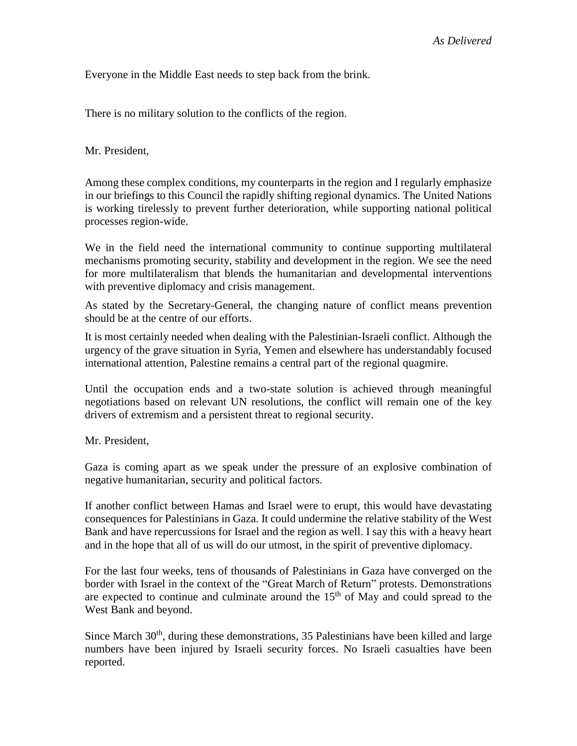*As Delivered*

Everyone in the Middle East needs to step back from the brink.

There is no military solution to the conflicts of the region.

Mr. President,

Among these complex conditions, my counterparts in the region and I regularly emphasize in our briefings to this Council the rapidly shifting regional dynamics. The United Nations is working tirelessly to prevent further deterioration, while supporting national political processes region-wide.

We in the field need the international community to continue supporting multilateral mechanisms promoting security, stability and development in the region. We see the need for more multilateralism that blends the humanitarian and developmental interventions with preventive diplomacy and crisis management.

As stated by the Secretary-General, the changing nature of conflict means prevention should be at the centre of our efforts.

It is most certainly needed when dealing with the Palestinian-Israeli conflict. Although the urgency of the grave situation in Syria, Yemen and elsewhere has understandably focused international attention, Palestine remains a central part of the regional quagmire.

Until the occupation ends and a two-state solution is achieved through meaningful negotiations based on relevant UN resolutions, the conflict will remain one of the key drivers of extremism and a persistent threat to regional security.

Mr. President,

Gaza is coming apart as we speak under the pressure of an explosive combination of negative humanitarian, security and political factors.

If another conflict between Hamas and Israel were to erupt, this would have devastating consequences for Palestinians in Gaza. It could undermine the relative stability of the West Bank and have repercussions for Israel and the region as well. I say this with a heavy heart and in the hope that all of us will do our utmost, in the spirit of preventive diplomacy.

For the last four weeks, tens of thousands of Palestinians in Gaza have converged on the border with Israel in the context of the "Great March of Return" protests. Demonstrations are expected to continue and culminate around the 15th of May and could spread to the West Bank and beyond.

Since March 30th, during these demonstrations, 35 Palestinians have been killed and large numbers have been injured by Israeli security forces. No Israeli casualties have been reported.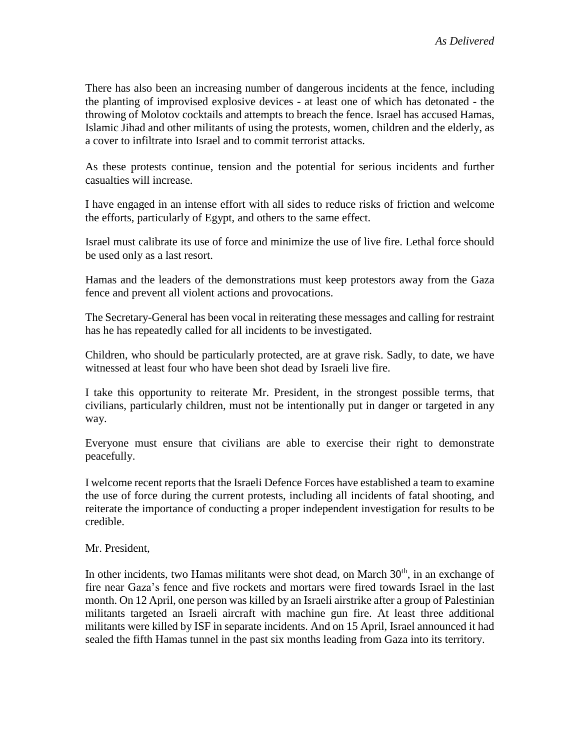*As Delivered*

There has also been an increasing number of dangerous incidents at the fence, including the planting of improvised explosive devices - at least one of which has detonated - the throwing of Molotov cocktails and attempts to breach the fence. Israel has accused Hamas, Islamic Jihad and other militants of using the protests, women, children and the elderly, as a cover to infiltrate into Israel and to commit terrorist attacks.

As these protests continue, tension and the potential for serious incidents and further casualties will increase.

I have engaged in an intense effort with all sides to reduce risks of friction and welcome the efforts, particularly of Egypt, and others to the same effect.

Israel must calibrate its use of force and minimize the use of live fire. Lethal force should be used only as a last resort.

Hamas and the leaders of the demonstrations must keep protestors away from the Gaza fence and prevent all violent actions and provocations.

The Secretary-General has been vocal in reiterating these messages and calling for restraint has he has repeatedly called for all incidents to be investigated.

Children, who should be particularly protected, are at grave risk. Sadly, to date, we have witnessed at least four who have been shot dead by Israeli live fire.

I take this opportunity to reiterate Mr. President, in the strongest possible terms, that civilians, particularly children, must not be intentionally put in danger or targeted in any way.

Everyone must ensure that civilians are able to exercise their right to demonstrate peacefully.

I welcome recent reports that the Israeli Defence Forces have established a team to examine the use of force during the current protests, including all incidents of fatal shooting, and reiterate the importance of conducting a proper independent investigation for results to be credible.

Mr. President,

In other incidents, two Hamas militants were shot dead, on March 30th, in an exchange of fire near Gaza's fence and five rockets and mortars were fired towards Israel in the last month. On 12 April, one person was killed by an Israeli airstrike after a group of Palestinian militants targeted an Israeli aircraft with machine gun fire. At least three additional militants were killed by ISF in separate incidents. And on 15 April, Israel announced it had sealed the fifth Hamas tunnel in the past six months leading from Gaza into its territory.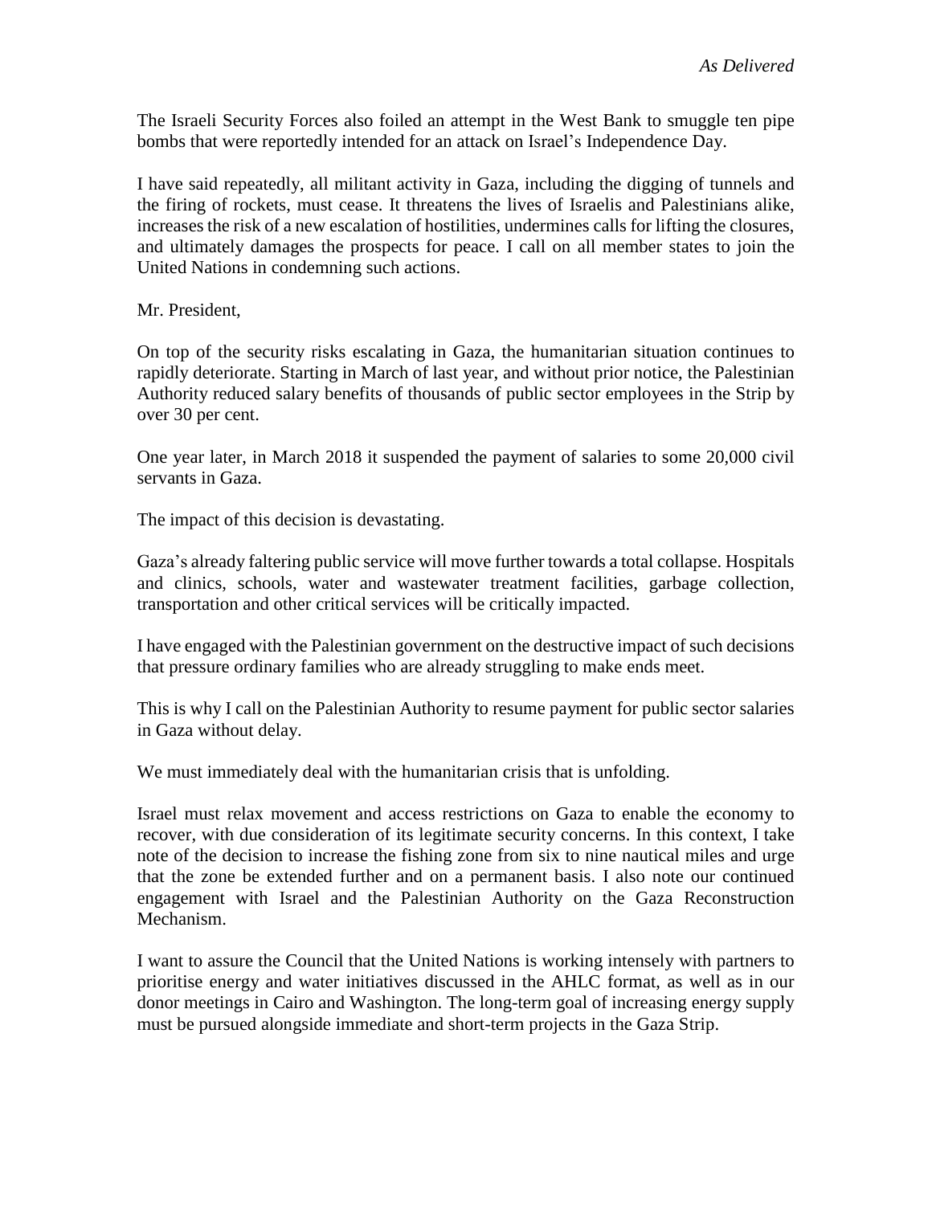The Israeli Security Forces also foiled an attempt in the West Bank to smuggle ten pipe bombs that were reportedly intended for an attack on Israel's Independence Day.

I have said repeatedly, all militant activity in Gaza, including the digging of tunnels and the firing of rockets, must cease. It threatens the lives of Israelis and Palestinians alike, increases the risk of a new escalation of hostilities, undermines calls for lifting the closures, and ultimately damages the prospects for peace. I call on all member states to join the United Nations in condemning such actions.

Mr. President,

On top of the security risks escalating in Gaza, the humanitarian situation continues to rapidly deteriorate. Starting in March of last year, and without prior notice, the Palestinian Authority reduced salary benefits of thousands of public sector employees in the Strip by over 30 per cent.

One year later, in March 2018 it suspended the payment of salaries to some 20,000 civil servants in Gaza.

The impact of this decision is devastating.

Gaza's already faltering public service will move further towards a total collapse. Hospitals and clinics, schools, water and wastewater treatment facilities, garbage collection, transportation and other critical services will be critically impacted.

I have engaged with the Palestinian government on the destructive impact of such decisions that pressure ordinary families who are already struggling to make ends meet.

This is why I call on the Palestinian Authority to resume payment for public sector salaries in Gaza without delay.

We must immediately deal with the humanitarian crisis that is unfolding.

Israel must relax movement and access restrictions on Gaza to enable the economy to recover, with due consideration of its legitimate security concerns. In this context, I take note of the decision to increase the fishing zone from six to nine nautical miles and urge that the zone be extended further and on a permanent basis. I also note our continued engagement with Israel and the Palestinian Authority on the Gaza Reconstruction Mechanism.

I want to assure the Council that the United Nations is working intensely with partners to prioritise energy and water initiatives discussed in the AHLC format, as well as in our donor meetings in Cairo and Washington. The long-term goal of increasing energy supply must be pursued alongside immediate and short-term projects in the Gaza Strip.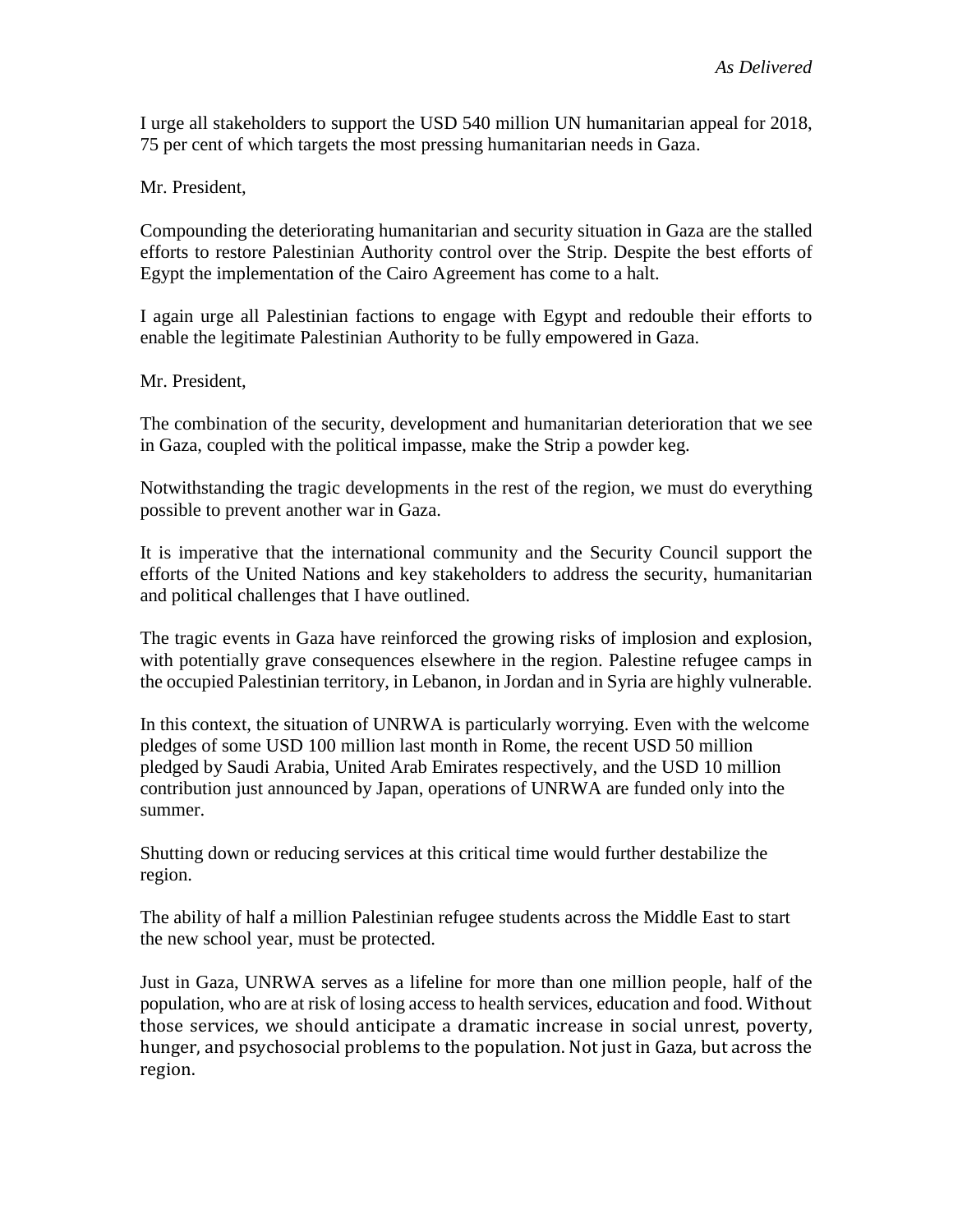I urge all stakeholders to support the USD 540 million UN humanitarian appeal for 2018, 75 per cent of which targets the most pressing humanitarian needs in Gaza.

Mr. President,

Compounding the deteriorating humanitarian and security situation in Gaza are the stalled efforts to restore Palestinian Authority control over the Strip. Despite the best efforts of Egypt the implementation of the Cairo Agreement has come to a halt.

I again urge all Palestinian factions to engage with Egypt and redouble their efforts to enable the legitimate Palestinian Authority to be fully empowered in Gaza.

Mr. President,

The combination of the security, development and humanitarian deterioration that we see in Gaza, coupled with the political impasse, make the Strip a powder keg.

Notwithstanding the tragic developments in the rest of the region, we must do everything possible to prevent another war in Gaza.

It is imperative that the international community and the Security Council support the efforts of the United Nations and key stakeholders to address the security, humanitarian and political challenges that I have outlined.

The tragic events in Gaza have reinforced the growing risks of implosion and explosion, with potentially grave consequences elsewhere in the region. Palestine refugee camps in the occupied Palestinian territory, in Lebanon, in Jordan and in Syria are highly vulnerable.

In this context, the situation of UNRWA is particularly worrying. Even with the welcome pledges of some USD 100 million last month in Rome, the recent USD 50 million pledged by Saudi Arabia, United Arab Emirates respectively, and the USD 10 million contribution just announced by Japan, operations of UNRWA are funded only into the summer.

Shutting down or reducing services at this critical time would further destabilize the region.

The ability of half a million Palestinian refugee students across the Middle East to start the new school year, must be protected.

Just in Gaza, UNRWA serves as a lifeline for more than one million people, half of the population, who are at risk of losing access to health services, education and food. Without those services, we should anticipate a dramatic increase in social unrest, poverty, hunger, and psychosocial problems to the population. Not just in Gaza, but across the region.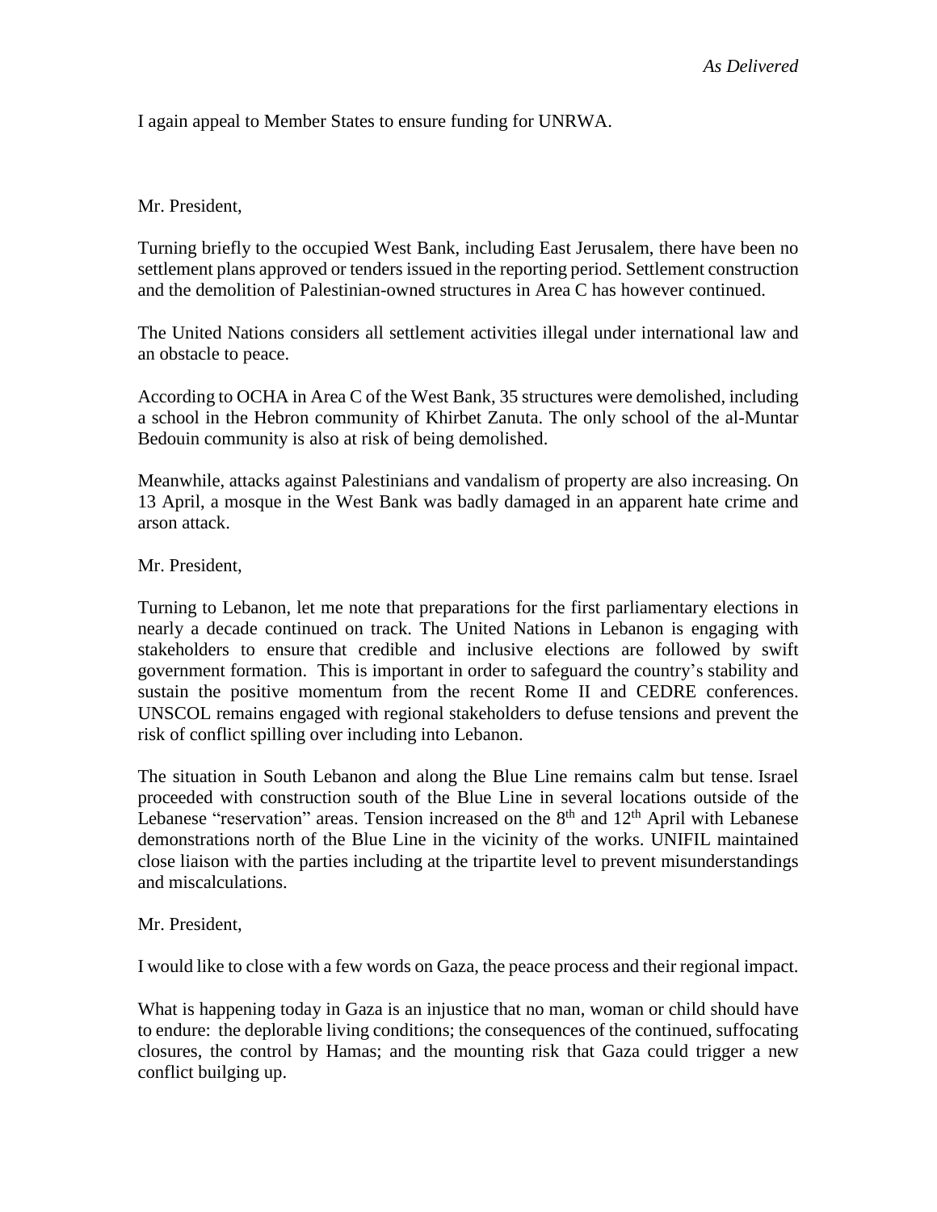*As Delivered*

I again appeal to Member States to ensure funding for UNRWA.

Mr. President,

Turning briefly to the occupied West Bank, including East Jerusalem, there have been no settlement plans approved or tenders issued in the reporting period. Settlement construction and the demolition of Palestinian-owned structures in Area C has however continued.

The United Nations considers all settlement activities illegal under international law and an obstacle to peace.

According to OCHA in Area C of the West Bank, 35 structures were demolished, including a school in the Hebron community of Khirbet Zanuta. The only school of the al-Muntar Bedouin community is also at risk of being demolished.

Meanwhile, attacks against Palestinians and vandalism of property are also increasing. On 13 April, a mosque in the West Bank was badly damaged in an apparent hate crime and arson attack.

Mr. President,

Turning to Lebanon, let me note that preparations for the first parliamentary elections in nearly a decade continued on track. The United Nations in Lebanon is engaging with stakeholders to ensure that credible and inclusive elections are followed by swift government formation. This is important in order to safeguard the country's stability and sustain the positive momentum from the recent Rome II and CEDRE conferences. UNSCOL remains engaged with regional stakeholders to defuse tensions and prevent the risk of conflict spilling over including into Lebanon.

The situation in South Lebanon and along the Blue Line remains calm but tense. Israel proceeded with construction south of the Blue Line in several locations outside of the Lebanese "reservation" areas. Tension increased on the 8th and 12th April with Lebanese demonstrations north of the Blue Line in the vicinity of the works. UNIFIL maintained close liaison with the parties including at the tripartite level to prevent misunderstandings and miscalculations.

Mr. President,

I would like to close with a few words on Gaza, the peace process and their regional impact.

What is happening today in Gaza is an injustice that no man, woman or child should have to endure: the deplorable living conditions; the consequences of the continued, suffocating closures, the control by Hamas; and the mounting risk that Gaza could trigger a new conflict builging up.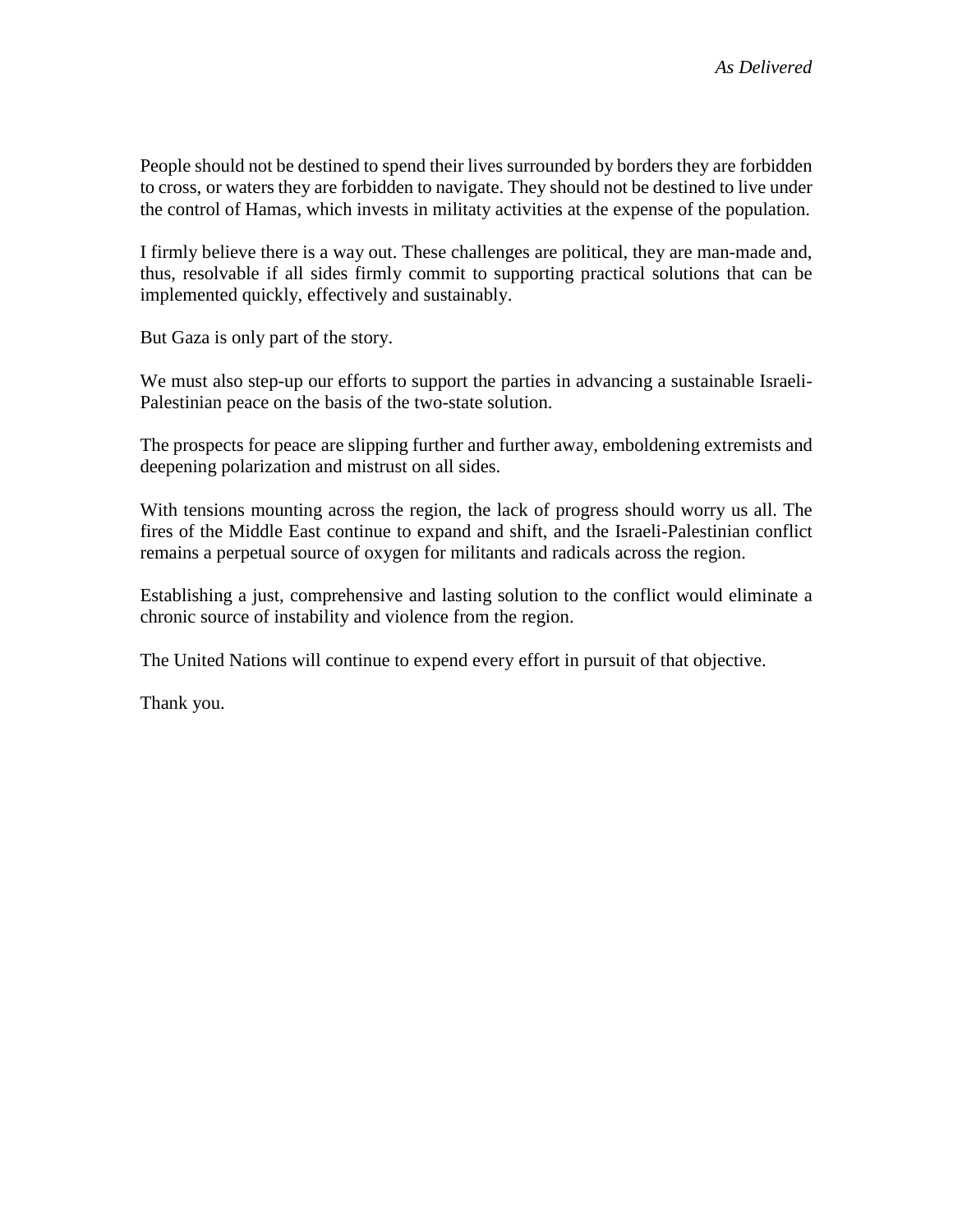*As Delivered*

People should not be destined to spend their lives surrounded by borders they are forbidden to cross, or waters they are forbidden to navigate. They should not be destined to live under the control of Hamas, which invests in militaty activities at the expense of the population.

I firmly believe there is a way out. These challenges are political, they are man-made and, thus, resolvable if all sides firmly commit to supporting practical solutions that can be implemented quickly, effectively and sustainably.

But Gaza is only part of the story.

We must also step-up our efforts to support the parties in advancing a sustainable Israeli-Palestinian peace on the basis of the two-state solution.

The prospects for peace are slipping further and further away, emboldening extremists and deepening polarization and mistrust on all sides.

With tensions mounting across the region, the lack of progress should worry us all. The fires of the Middle East continue to expand and shift, and the Israeli-Palestinian conflict remains a perpetual source of oxygen for militants and radicals across the region.

Establishing a just, comprehensive and lasting solution to the conflict would eliminate a chronic source of instability and violence from the region.

The United Nations will continue to expend every effort in pursuit of that objective.

Thank you.